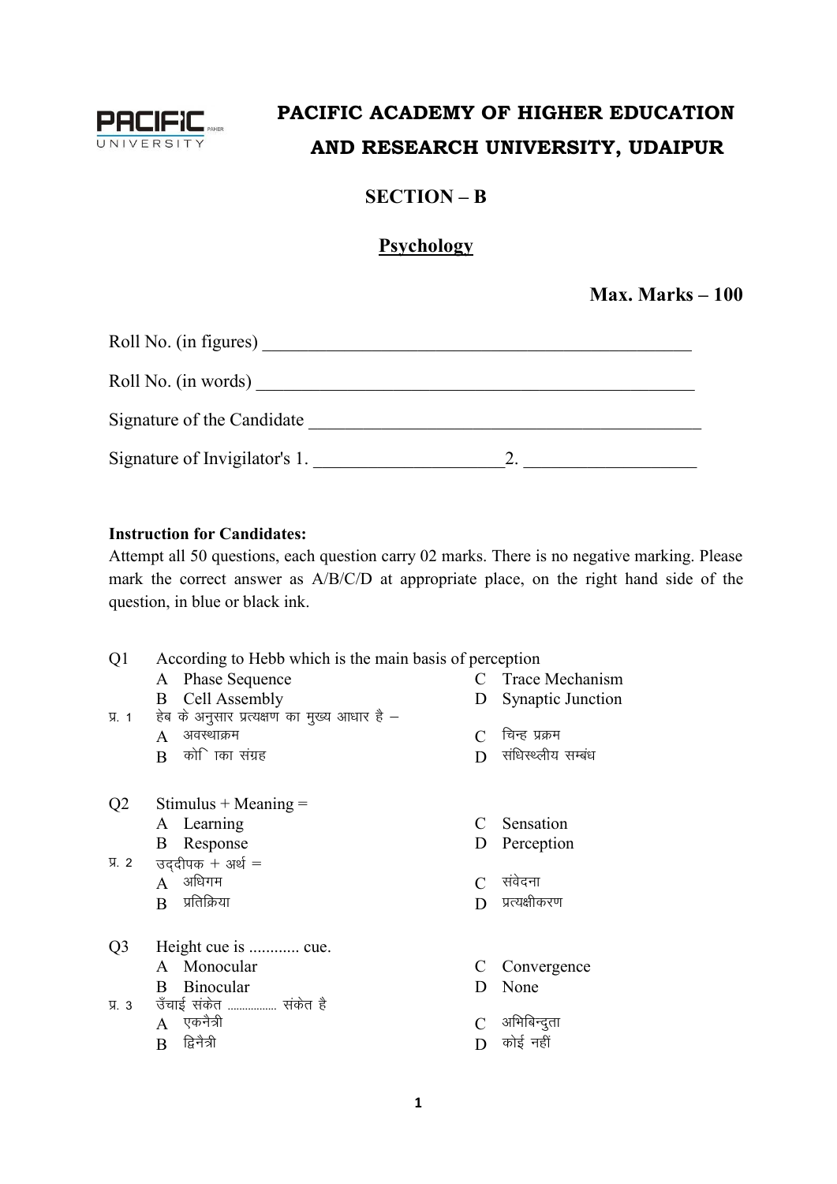# PACIFIC ACADEMY OF HIGHER EDUCATION AND RESEARCH UNIVERSITY, UDAIPUR

## SECTION – B

## Psychology

**Max. Marks – 100**

Roll No. (in figures) ______________________________________________

Roll No. (in words) ______________________________________________

Signature of the Candidate ____________________________________________

Signature of Invigilator's 1. ____________________2. _________________

**Instruction for Candidates:**
Attempt all 50 questions, each question carry 02 marks. There is no negative marking. Please mark the correct answer as A/B/C/D at appropriate place, on the right hand side of the question, in blue or black ink.

Q1 According to Hebb which is the main basis of perception

- A Phase Sequence
- B Cell Assembly
- C Trace Mechanism
- D Synaptic Junction

प्र. 1 हेब के अनुसार प्रत्यक्षण का मुख्य आधार है –

- A अवस्थाक्रम
- B कोि ाका संग्रह
- C चिन्ह प्रक्रम
- D संधिस्थ्लीय सम्बंध

Q2 Stimulus + Meaning =

- A Learning
- B Response
- C Sensation
- D Perception

प्र. 2 उद्दीपक + अर्थ =

- A अधिगम
- B प्रतिक्रिया
- C संवेदना
- D प्रत्यक्षीकरण

Q3 Height cue is ............ cue.

- A Monocular
- B Binocular
- C Convergence
- D None

प्र. 3 उँचाई संकेत ................ संकेत है

- A एकनैत्री
- B द्विनैत्री
- C अभिबिन्दुता
- D कोई नहीं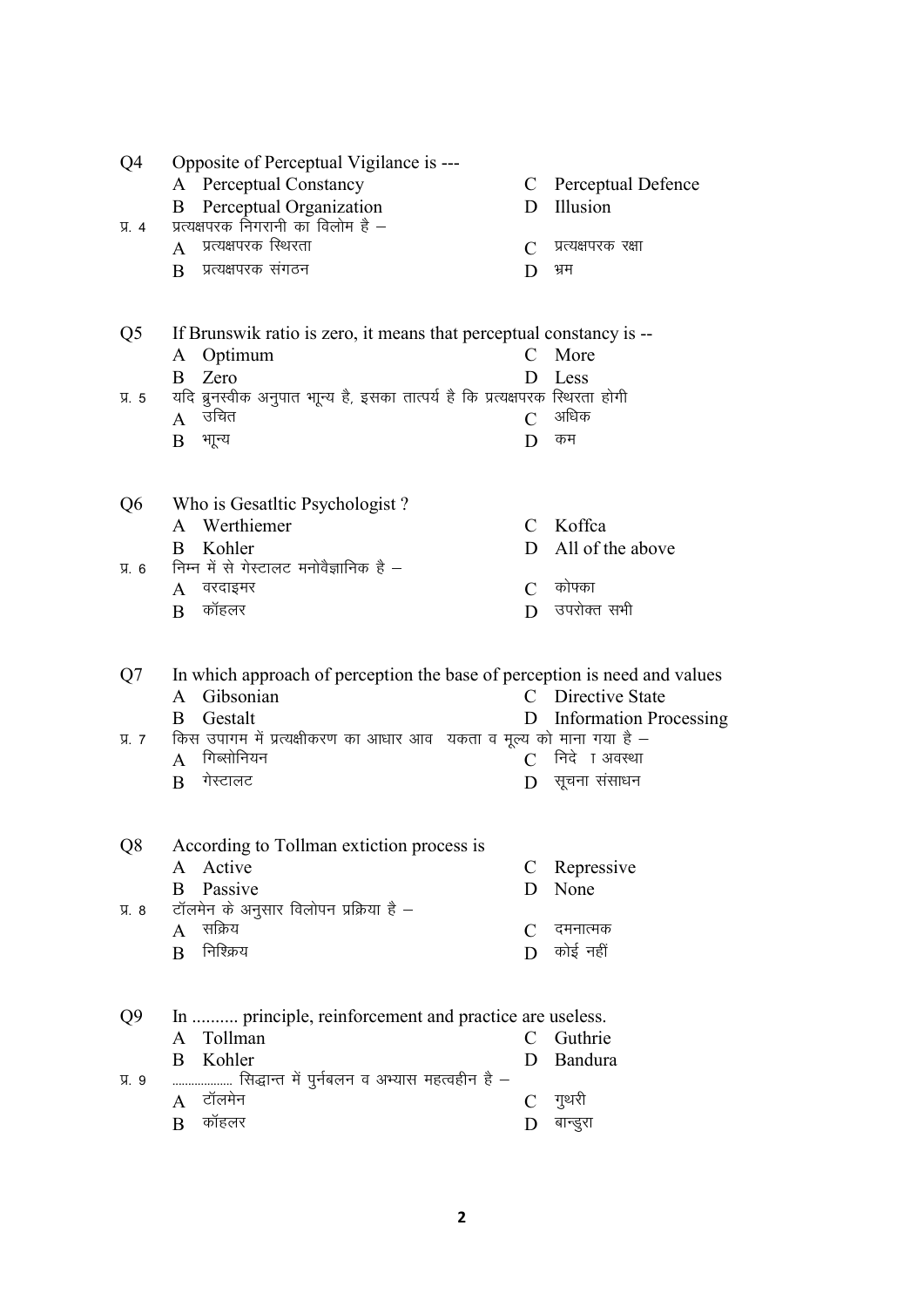Q4 Opposite of Perceptual Vigilance is ---

A Perceptual Constancy
B Perceptual Organization
C Perceptual Defence
D Illusion

प्र. 4 प्रत्यक्षपरक निगरानी का विलोम है –

A प्रत्यक्षपरक स्थिरता
B प्रत्यक्षपरक संगठन
C प्रत्यक्षपरक रक्षा
D भ्रम

Q5 If Brunswik ratio is zero, it means that perceptual constancy is --

A Optimum
B Zero
C More
D Less

प्र. 5 यदि ब्रुनस्वीक अनुपात भून्य है, इसका तात्पर्य है कि प्रत्यक्षपरक स्थिरता होगी

A उचित
B भून्य
C अधिक
D कम

Q6 Who is Gesatltic Psychologist ?

A Werthiemer
B Kohler
C Koffca
D All of the above

प्र. 6 निम्न में से गेस्टालट मनोवैज्ञानिक है –

A वरदाइमर
B कॉहलर
C कोफ्का
D उपरोक्त सभी

Q7 In which approach of perception the base of perception is need and values

A Gibsonian
B Gestalt
C Directive State
D Information Processing

प्र. 7 किस उपागम में प्रत्यक्षीकरण का आधार आव यकता व मूल्य को माना गया है –

A गिब्सोनियन
B गेस्टालट
C निदे ा अवस्था
D सूचना संसाधन

Q8 According to Tollman extiction process is

A Active
B Passive
C Repressive
D None

प्र. 8 टॉलमेन के अनुसार विलोपन प्रक्रिया है –

A सक्रिय
B निश्क्रिय
C दमनात्मक
D कोई नहीं

Q9 In .......... principle, reinforcement and practice are useless.

A Tollman
B Kohler
C Guthrie
D Bandura

प्र. 9 .................. सिद्धान्त में पुर्नबलन व अभ्यास महत्वहीन है –

A टॉलमेन
B कॉहलर
C गुथरी
D बान्डुरा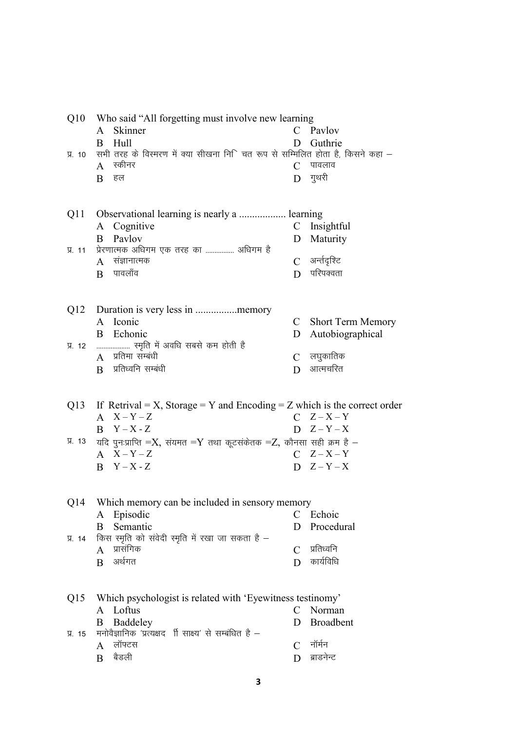Q10 Who said "All forgetting must involve new learning

A Skinner

B Hull

C Pavlov

D Guthrie

प्र. 10 सभी तरह के विस्मरण में क्या सीखना निि चत रूप से सम्मिलित होता है, किसने कहा –

A स्कीनर

B हल

C पावलाव

D गुथरी

Q11 Observational learning is nearly a .................. learning

A Cognitive

B Pavlov

C Insightful

D Maturity

प्र. 11 प्रेरणात्मक अधिगम एक तरह का ................ अधिगम है

A संज्ञानात्मक

B पावलाँव

C अर्न्तदृश्टि

D परिपक्वता

Q12 Duration is very less in ................memory

A Iconic

B Echonic

C Short Term Memory

D Autobiographical

प्र. 12 ................... स्मृति में अवधि सबसे कम होती है

A प्रतिमा सम्बंधी

B प्रतिध्वनि सम्बंधी

C लघुकातिक

D आत्मचरित

Q13 If Retrival = X, Storage = Y and Encoding = Z which is the correct order

A X – Y – Z

B Y – X - Z

C Z – X – Y

D Z – Y – X

प्र. 13 यदि पुनःप्राप्ति =X, संयमत =Y तथा कूटसंकेतक =Z, कौनसा सही क्रम है –

A X – Y – Z

B Y – X - Z

C Z – X – Y

D Z – Y – X

Q14 Which memory can be included in sensory memory

A Episodic

B Semantic

C Echoic

D Procedural

प्र. 14 किस स्मृति को संवेदी स्मृति में रखा जा सकता है –

A प्रासंगिक

B अर्थगत

C प्रतिध्वनि

D कार्यविधि

Q15 Which psychologist is related with 'Eyewitness testinomy'

A Loftus

B Baddeley

C Norman

D Broadbent

प्र. 15 मनोवैज्ञानिक 'प्रत्यक्षद र्शी साक्ष्य' से सम्बंधित है –

A लॉफ्टस

B बैडली

C नॉर्मन

D ब्राडनेन्ट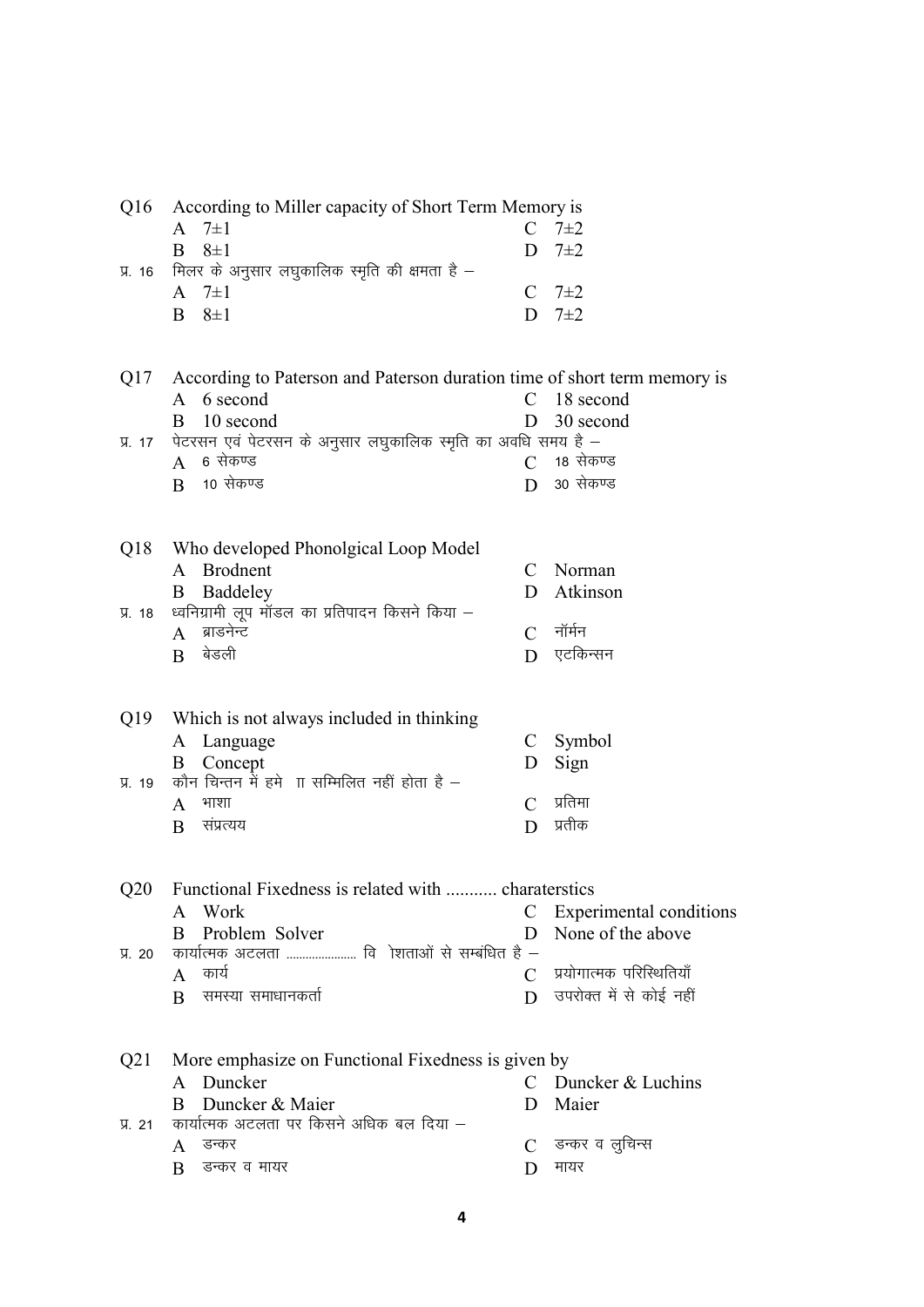Q16 According to Miller capacity of Short Term Memory is

A $7\pm1$ C $7\pm2$

B $8\pm1$ D $7\pm2$

प्र. 16 मिलर के अनुसार लघुकालिक स्मृति की क्षमता है –

A $7\pm1$ C $7\pm2$

B $8\pm1$ D $7\pm2$

Q17 According to Paterson and Paterson duration time of short term memory is

A 6 second C 18 second

B 10 second D 30 second

प्र. 17 पेटरसन एवं पेटरसन के अनुसार लघुकालिक स्मृति का अवधि समय है –

A 6 सेकण्ड C 18 सेकण्ड

B 10 सेकण्ड D 30 सेकण्ड

Q18 Who developed Phonolgical Loop Model

A Brodnent C Norman

B Baddeley D Atkinson

प्र. 18 ध्वनिग्रामी लूप मॉडल का प्रतिपादन किसने किया –

A ब्राडनेन्ट C नॉर्मन

B बेडली D एटकिन्सन

Q19 Which is not always included in thinking

A Language C Symbol

B Concept D Sign

प्र. 19 कौन चिन्तन में हमे ाा सम्मिलित नहीं होता है –

A भाशा C प्रतिमा

B संप्रत्यय D प्रतीक

Q20 Functional Fixedness is related with ........... charaterstics

A Work C Experimental conditions

B Problem Solver D None of the above

प्र. 20 कार्यात्मक अटलता ...................... वि ाेशताओं से सम्बंधित है –

A कार्य C प्रयोगात्मक परिस्थितियाँ

B समस्या समाधानकर्ता D उपरोक्त में से कोई नहीं

Q21 More emphasize on Functional Fixedness is given by

A Duncker C Duncker & Luchins

B Duncker & Maier D Maier

प्र. 21 कार्यात्मक अटलता पर किसने अधिक बल दिया –

A डन्कर C डन्कर व लुचिन्स

B डन्कर व मायर D मायर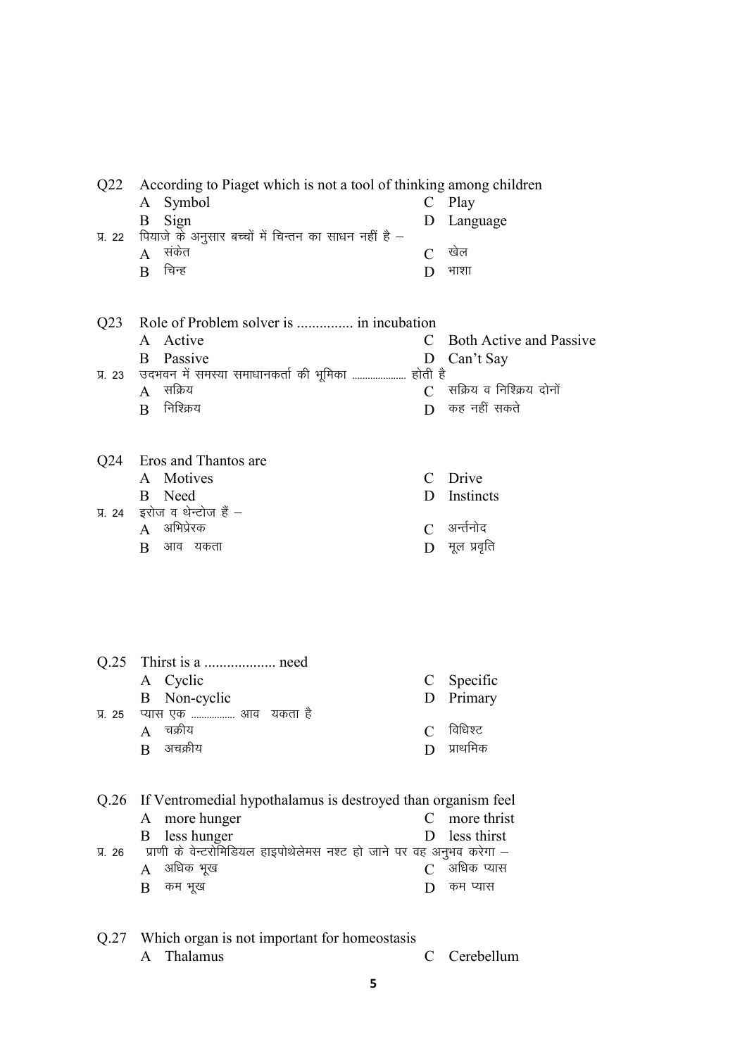Q22 According to Piaget which is not a tool of thinking among children

A Symbol
B Sign
C Play
D Language

प्र. 22 पियाजे के अनुसार बच्चों में चिन्तन का साधन नहीं है –

A संकेत
B चिन्ह
C खेल
D भाशा

Q23 Role of Problem solver is .............. in incubation

A Active
B Passive
C Both Active and Passive
D Can't Say

प्र. 23 उदभवन में समस्या समाधानकर्ता की भूमिका .................... होती है

A सक्रिय
B निश्क्रिय
C सक्रिय व निश्क्रिय दोनों
D कह नहीं सकते

Q24 Eros and Thantos are

A Motives
B Need
C Drive
D Instincts

प्र. 24 इरोज व थेन्टोज हैं –

A अभिप्रेरक
B आव यकता
C अर्न्तनोद
D मूल प्रवृति

Q.25 Thirst is a .................. need

A Cyclic
B Non-cyclic
C Specific
D Primary

प्र. 25 प्यास एक ................ आव यकता है

A चक्रीय
B अचक्रीय
C विधिश्ट
D प्राथमिक

Q.26 If Ventromedial hypothalamus is destroyed than organism feel

A more hunger
B less hunger
C more thrist
D less thirst

प्र. 26 प्राणी के वेन्टरोमिडियल हाइपोथेलेमस नश्ट हो जाने पर वह अनुभव करेगा –

A अधिक भूख
B कम भूख
C अधिक प्यास
D कम प्यास

Q.27 Which organ is not important for homeostasis

A Thalamus
C Cerebellum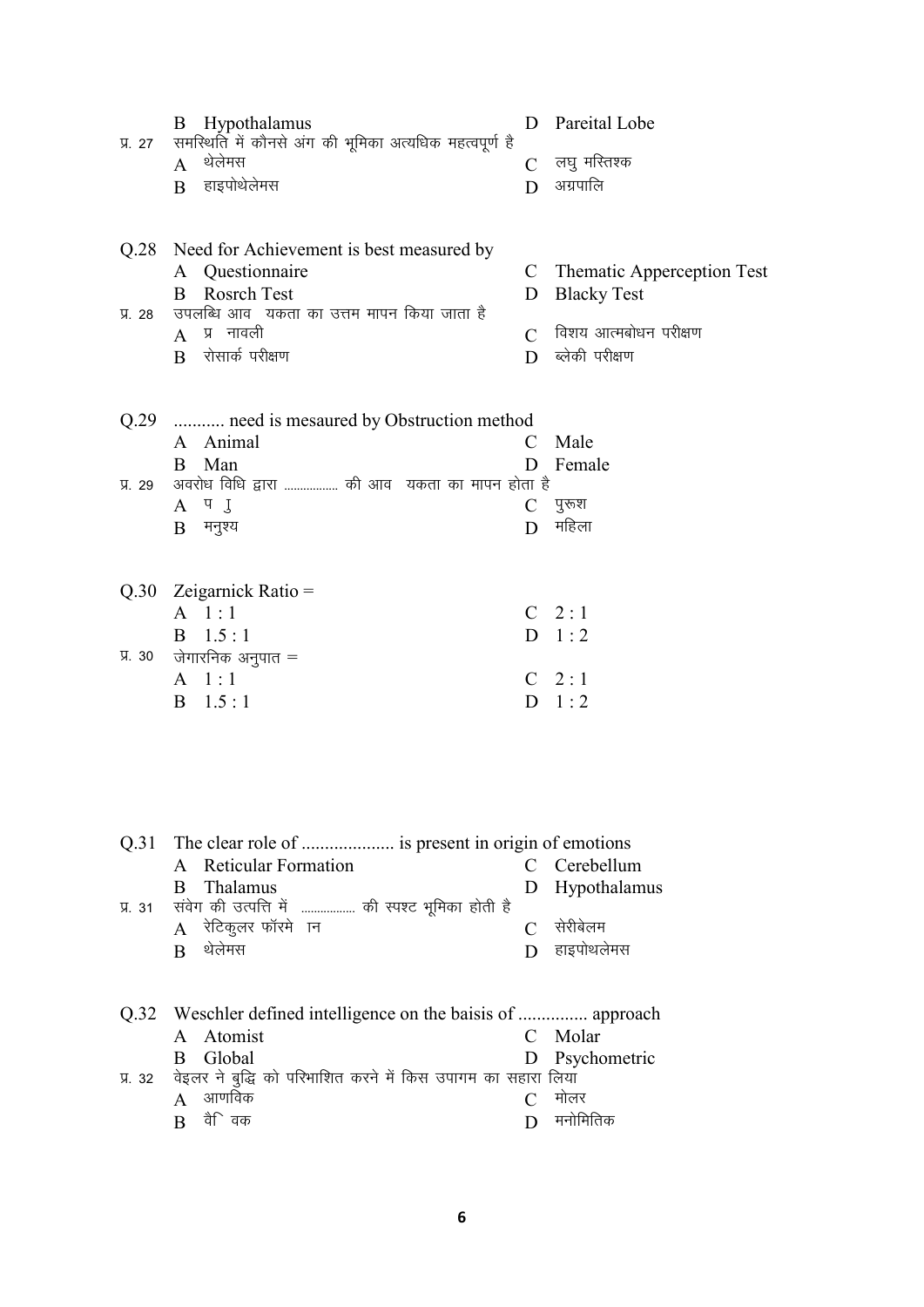B Hypothalamus D Pareital Lobe

प्र. 27 समस्थिति में कौनसे अंग की भूमिका अत्यधिक महत्वपूर्ण है

A थेलेमस C लघु मस्तिश्क

B हाइपोथेलेमस D अग्रपालि

Q.28 Need for Achievement is best measured by

A Questionnaire C Thematic Apperception Test

B Rosrch Test D Blacky Test

प्र. 28 उपलब्धि आव यकता का उत्तम मापन किया जाता है

A प्र नावली C विशय आत्मबोधन परीक्षण

B रोसार्क परीक्षण D ब्लेकी परीक्षण

Q.29 ........... need is mesaured by Obstruction method

A Animal C Male

B Man D Female

प्र. 29 अवरोध विधि द्वारा ................ की आव यकता का मापन होता है

A प ु C पुरूश

B मनुश्य D महिला

Q.30 Zeigarnick Ratio =

A 1 : 1 C 2 : 1

B 1.5 : 1 D 1 : 2

प्र. 30 जेगारनिक अनुपात =

A 1 : 1 C 2 : 1

B 1.5 : 1 D 1 : 2

Q.31 The clear role of .................... is present in origin of emotions

A Reticular Formation C Cerebellum

B Thalamus D Hypothalamus

प्र. 31 संवेग की उत्पत्ति में ................ की स्पश्ट भूमिका होती है

A रेटिकुलर फॉरमे ान C सेरीबेलम

B थेलेमस D हाइपोथलेमस

Q.32 Weschler defined intelligence on the baisis of ............... approach

A Atomist C Molar

B Global D Psychometric

प्र. 32 वेइलर ने बुद्धि को परिभाशित करने में किस उपागम का सहारा लिया

A आणविक C मोलर

B वैि वक D मनोमितिक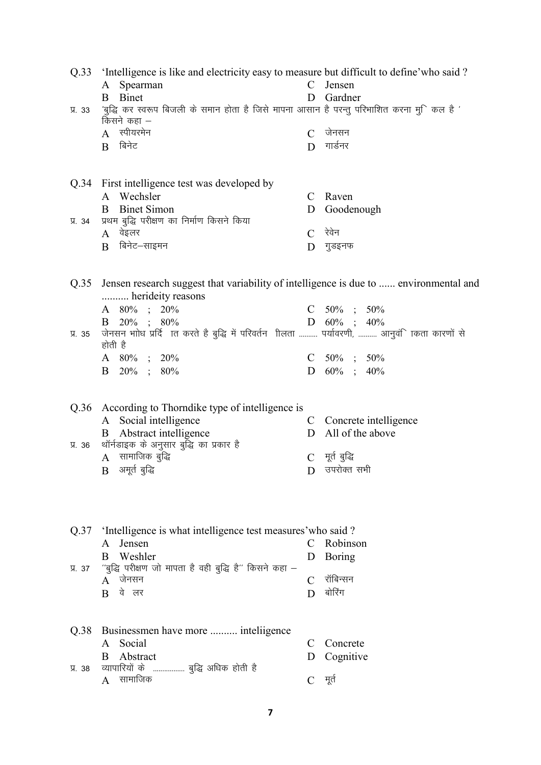Q.33 'Intelligence is like and electricity easy to measure but difficult to define'who said ?

A Spearman
B Binet
C Jensen
D Gardner

प्र. 33 'बुद्धि कर स्वरूप बिजली के समान होता है जिसे मापना आसान है परन्तु परिभाशित करना मुि कल है ' किसने कहा –

A स्पीयरमेन
B बिनेट
C जेनसन
D गार्डनर

Q.34 First intelligence test was developed by

A Wechsler
B Binet Simon
C Raven
D Goodenough

प्र. 34 प्रथम बुद्धि परीक्षण का निर्माण किसने किया

A वेइलर
B बिनेट–साइमन
C रेवेन
D गुडइनफ

Q.35 Jensen research suggest that variability of intelligence is due to ...... environmental and .......... herideity reasons

A 80% ; 20%
B 20% ; 80%
C 50% ; 50%
D 60% ; 40%

प्र. 35 जेनसन भाोध प्रर्दि ात करते है बुद्धि में परिवर्तन ीलता .......... पर्यावरणी, .......... आनुवंि ाकता कारणों से होती है

A 80% ; 20%
B 20% ; 80%
C 50% ; 50%
D 60% ; 40%

Q.36 According to Thorndike type of intelligence is

A Social intelligence
B Abstract intelligence
C Concrete intelligence
D All of the above

प्र. 36 थॉर्नडाइक के अनुसार बुद्धि का प्रकार है

A सामाजिक बुद्धि
B अमूर्त बुद्धि
C मूर्त बुद्धि
D उपरोक्त सभी

Q.37 'Intelligence is what intelligence test measures'who said ?

A Jensen
B Weshler
C Robinson
D Boring

प्र. 37 ''बुद्धि परीक्षण जो मापता है वही बुद्धि है'' किसने कहा –

A जेनसन
B वे लर
C रॉबिन्सन
D बोरिंग

Q.38 Businessmen have more .......... inteliigence

A Social
B Abstract
C Concrete
D Cognitive

प्र. 38 व्यापारियों के ................. बुद्धि अधिक होती है

A सामाजिक
C मूर्त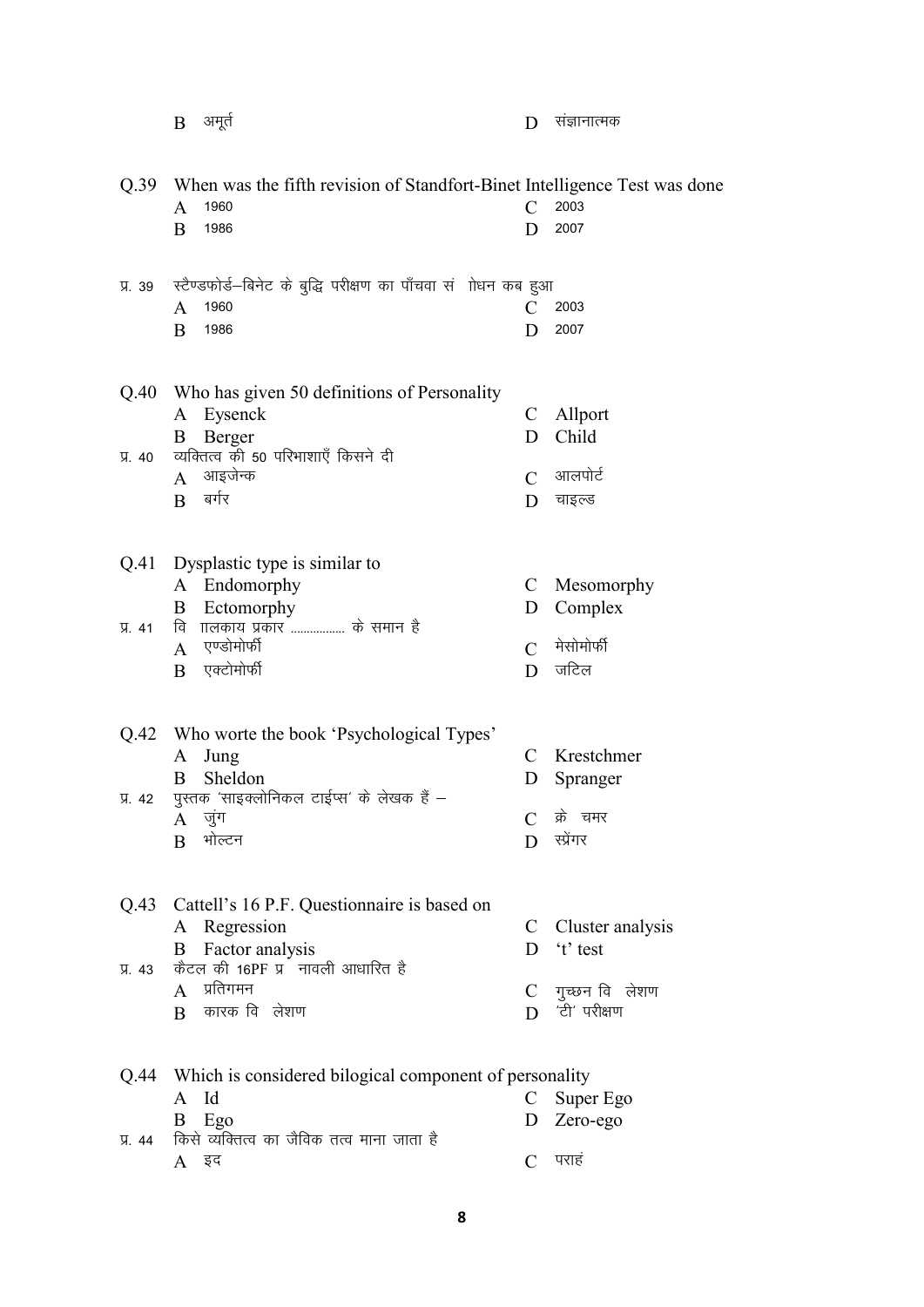B अमूर्त

D संज्ञानात्मक

Q.39 When was the fifth revision of Standfort-Binet Intelligence Test was done

A 1960

B 1986

C 2003

D 2007

प्र. 39 स्टैण्डफोर्ड–बिनेट के बुद्धि परीक्षण का पाँचवा सं ोधन कब हुआ

A 1960

B 1986

C 2003

D 2007

Q.40 Who has given 50 definitions of Personality

A Eysenck

B Berger

C Allport

D Child

प्र. 40 व्यक्तित्व की 50 परिभाशाएँ किसने दी

A आइजेन्क

B बर्गर

C आलपोर्ट

D चाइल्ड

Q.41 Dysplastic type is similar to

A Endomorphy

B Ectomorphy

C Mesomorphy

D Complex

प्र. 41 वि ालकाय प्रकार ................ के समान है

A एण्डोमोर्फी

B एक्टोमोर्फी

C मेसोमोर्फी

D जटिल

Q.42 Who worte the book 'Psychological Types'

A Jung

B Sheldon

C Krestchmer

D Spranger

प्र. 42 पुस्तक 'साइक्लोनिकल टाईप्स' के लेखक हैं –

A जुंग

B भोल्टन

C क्रे चमर

D स्प्रेंगर

Q.43 Cattell's 16 P.F. Questionnaire is based on

A Regression

B Factor analysis

C Cluster analysis

D 't' test

प्र. 43 कैटल की 16PF प्र नावली आधारित है

A प्रतिगमन

B कारक वि लेशण

C गुच्छन वि लेशण

D 'टी' परीक्षण

Q.44 Which is considered bilogical component of personality

A Id

B Ego

C Super Ego

D Zero-ego

प्र. 44 किसे व्यक्तित्व का जैविक तत्व माना जाता है

A इद

C पराहं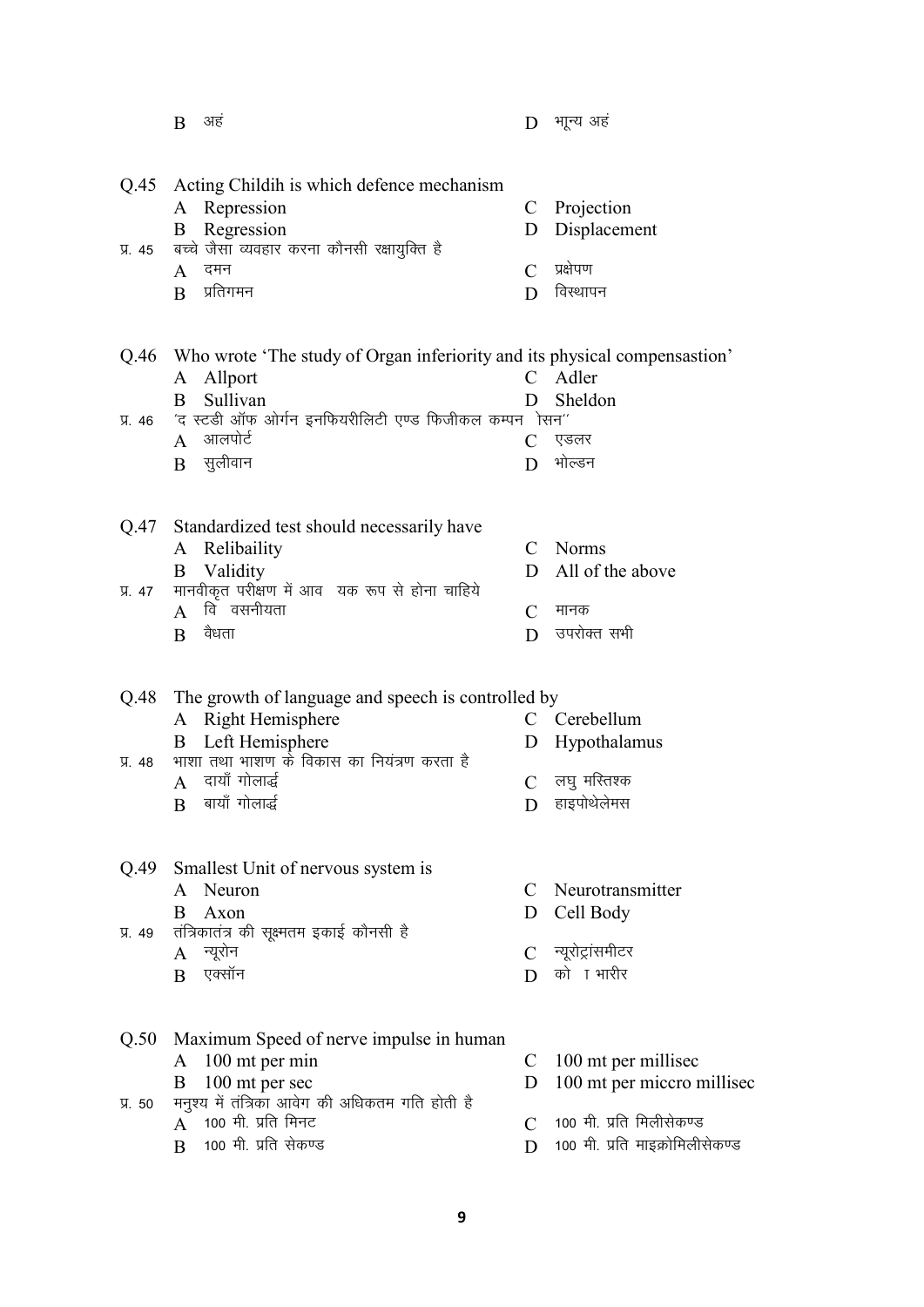B अहं

D भून्य अहं

Q.45 Acting Childih is which defence mechanism

A Repression

B Regression

C Projection

D Displacement

प्र. 45 बच्चे जैसा व्यवहार करना कौनसी रक्षायुक्ति है

A दमन

B प्रतिगमन

C प्रक्षेपण

D विस्थापन

Q.46 Who wrote 'The study of Organ inferiority and its physical compensastion'

A Allport

B Sullivan

C Adler

D Sheldon

प्र. 46 'द स्टडी ऑफ ओर्गन इनफियरीलिटी एण्ड फिजीकल कम्पन ेसन''

A आलपोर्ट

B सुलीवान

C एडलर

D भोल्डन

Q.47 Standardized test should necessarily have

A Relibaility

B Validity

C Norms

D All of the above

प्र. 47 मानवीकृत परीक्षण में आव यक रूप से होना चाहिये

A वि वसनीयता

B वैधता

C मानक

D उपरोक्त सभी

Q.48 The growth of language and speech is controlled by

A Right Hemisphere

B Left Hemisphere

C Cerebellum

D Hypothalamus

प्र. 48 भाशा तथा भाशण के विकास का नियंत्रण करता है

A दायाँ गोलार्द्ध

B बायाँ गोलार्द्ध

C लघु मस्तिश्क

D हाइपोथेलेमस

Q.49 Smallest Unit of nervous system is

A Neuron

B Axon

C Neurotransmitter

D Cell Body

प्र. 49 तंत्रिकातंत्र की सूक्ष्मतम इकाई कौनसी है

A न्यूरोन

B एक्सॉन

C न्यूरोट्रांसमीटर

D को ा भारीर

Q.50 Maximum Speed of nerve impulse in human

A 100 mt per min

B 100 mt per sec

C 100 mt per millisec

D 100 mt per miccro millisec

प्र. 50 मनुश्य में तंत्रिका आवेग की अधिकतम गति होती है

A 100 मी. प्रति मिनट

B 100 मी. प्रति सेकण्ड

C 100 मी. प्रति मिलीसेकण्ड

D 100 मी. प्रति माइक्रोमिलीसेकण्ड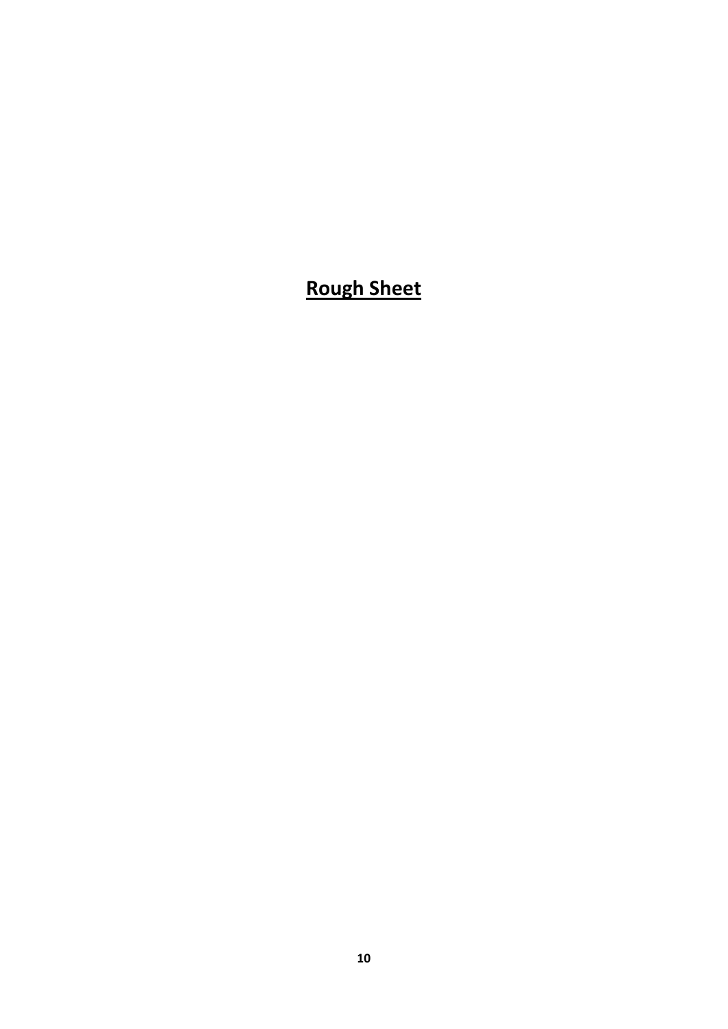# **Rough Sheet**